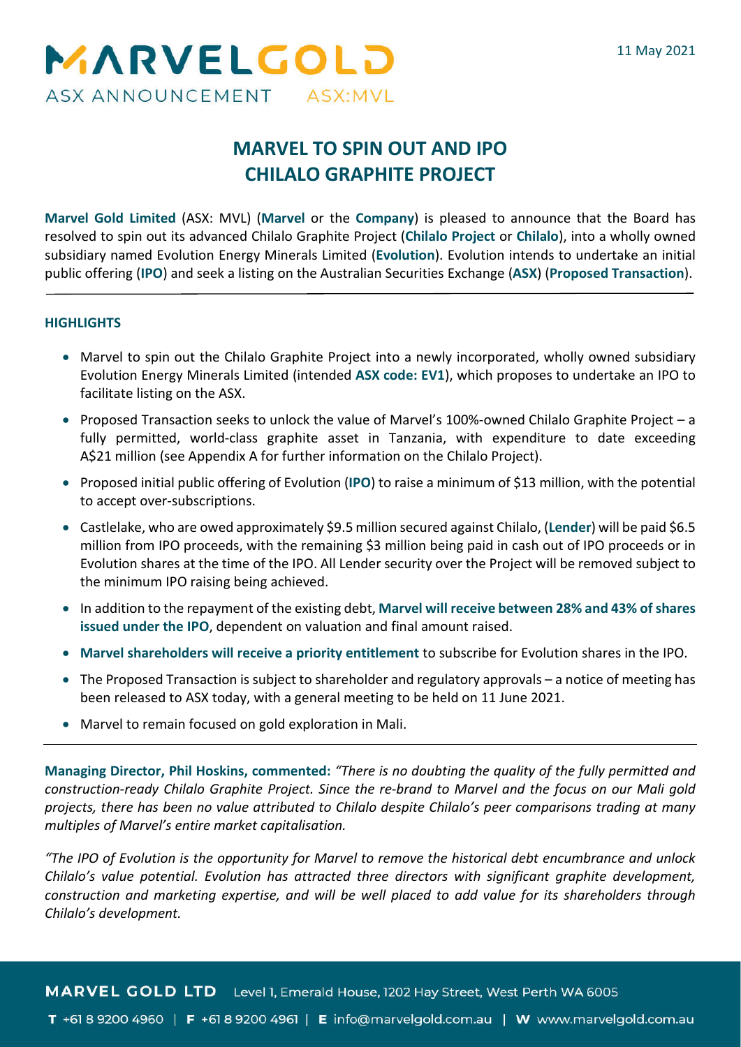11 May 2021

# MARVEL TO SPIN OUT AND IPO CHILALO GRAPHITE PROJECT

**Marvel Gold Limited** (ASX: MVL) (**Marvel** or the **Company**) is pleased to announce that the Board has resolved to spin out its advanced Chilalo Graphite Project (**Chilalo Project** or **Chilalo**), into a wholly owned subsidiary named Evolution Energy Minerals Limited (**Evolution**). Evolution intends to undertake an initial public offering (**IPO**) and seek a listing on the Australian Securities Exchange (**ASX**) (**Proposed Transaction**).

## HIGHLIGHTS

- Marvel to spin out the Chilalo Graphite Project into a newly incorporated, wholly owned subsidiary Evolution Energy Minerals Limited (intended **ASX code: EV1**), which proposes to undertake an IPO to facilitate listing on the ASX.
- Proposed Transaction seeks to unlock the value of Marvel's 100%-owned Chilalo Graphite Project – a fully permitted, world-class graphite asset in Tanzania, with expenditure to date exceeding A$21 million (see Appendix A for further information on the Chilalo Project).
- Proposed initial public offering of Evolution (**IPO**) to raise a minimum of $13 million, with the potential to accept over-subscriptions.
- Castlelake, who are owed approximately $9.5 million secured against Chilalo, (**Lender**) will be paid $6.5 million from IPO proceeds, with the remaining $3 million being paid in cash out of IPO proceeds or in Evolution shares at the time of the IPO. All Lender security over the Project will be removed subject to the minimum IPO raising being achieved.
- In addition to the repayment of the existing debt, **Marvel will receive between 28% and 43% of shares issued under the IPO**, dependent on valuation and final amount raised.
- **Marvel shareholders will receive a priority entitlement** to subscribe for Evolution shares in the IPO.
- The Proposed Transaction is subject to shareholder and regulatory approvals – a notice of meeting has been released to ASX today, with a general meeting to be held on 11 June 2021.
- Marvel to remain focused on gold exploration in Mali.

**Managing Director, Phil Hoskins, commented:** *"There is no doubting the quality of the fully permitted and construction-ready Chilalo Graphite Project. Since the re-brand to Marvel and the focus on our Mali gold projects, there has been no value attributed to Chilalo despite Chilalo's peer comparisons trading at many multiples of Marvel's entire market capitalisation.*

*"The IPO of Evolution is the opportunity for Marvel to remove the historical debt encumbrance and unlock Chilalo's value potential. Evolution has attracted three directors with significant graphite development, construction and marketing expertise, and will be well placed to add value for its shareholders through Chilalo's development.*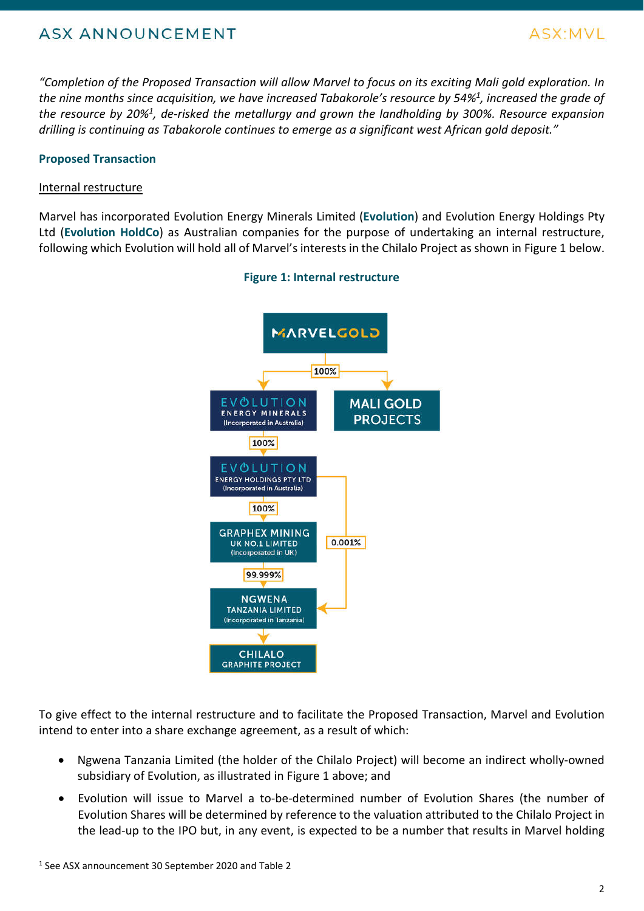*"Completion of the Proposed Transaction will allow Marvel to focus on its exciting Mali gold exploration. In the nine months since acquisition, we have increased Tabakorole's resource by 54%[1], increased the grade of the resource by 20%[1], de-risked the metallurgy and grown the landholding by 300%. Resource expansion drilling is continuing as Tabakorole continues to emerge as a significant west African gold deposit."*

## Proposed Transaction

### Internal restructure

Marvel has incorporated Evolution Energy Minerals Limited (**Evolution**) and Evolution Energy Holdings Pty Ltd (**Evolution HoldCo**) as Australian companies for the purpose of undertaking an internal restructure, following which Evolution will hold all of Marvel's interests in the Chilalo Project as shown in Figure 1 below.

**Figure 1: Internal restructure**

To give effect to the internal restructure and to facilitate the Proposed Transaction, Marvel and Evolution intend to enter into a share exchange agreement, as a result of which:

- Ngwena Tanzania Limited (the holder of the Chilalo Project) will become an indirect wholly-owned subsidiary of Evolution, as illustrated in Figure 1 above; and
- Evolution will issue to Marvel a to-be-determined number of Evolution Shares (the number of Evolution Shares will be determined by reference to the valuation attributed to the Chilalo Project in the lead-up to the IPO but, in any event, is expected to be a number that results in Marvel holding

[1] See ASX announcement 30 September 2020 and Table 2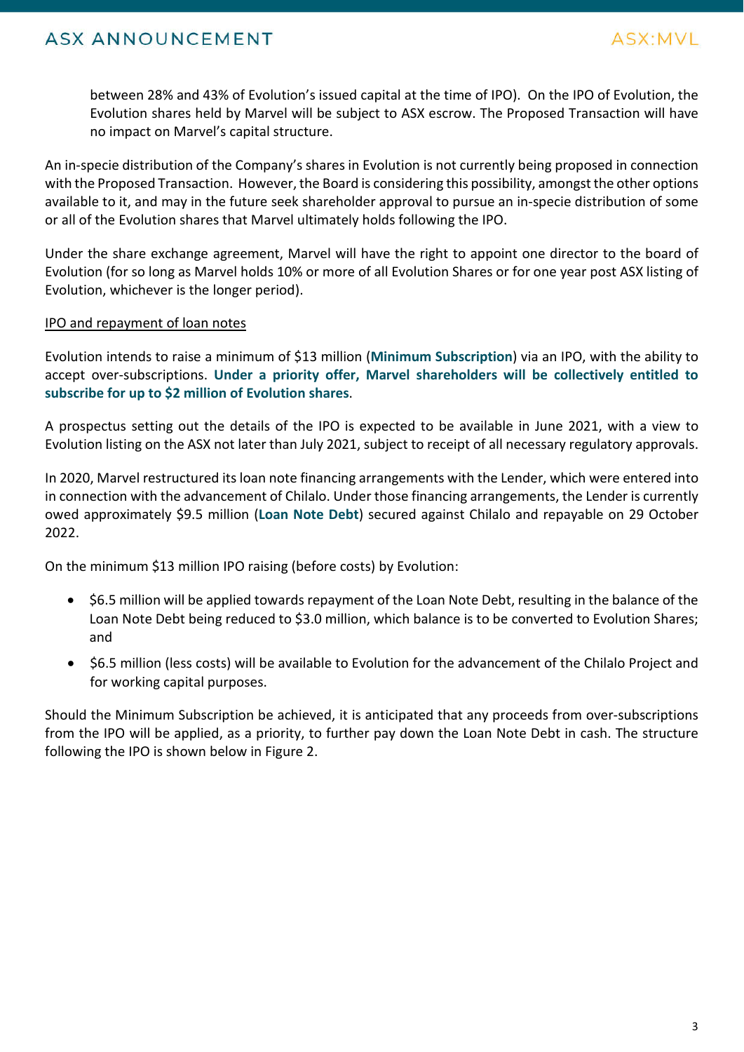between 28% and 43% of Evolution's issued capital at the time of IPO). On the IPO of Evolution, the Evolution shares held by Marvel will be subject to ASX escrow. The Proposed Transaction will have no impact on Marvel's capital structure.

An in-specie distribution of the Company's shares in Evolution is not currently being proposed in connection with the Proposed Transaction. However, the Board is considering this possibility, amongst the other options available to it, and may in the future seek shareholder approval to pursue an in-specie distribution of some or all of the Evolution shares that Marvel ultimately holds following the IPO.

Under the share exchange agreement, Marvel will have the right to appoint one director to the board of Evolution (for so long as Marvel holds 10% or more of all Evolution Shares or for one year post ASX listing of Evolution, whichever is the longer period).

IPO and repayment of loan notes

Evolution intends to raise a minimum of $13 million (**Minimum Subscription**) via an IPO, with the ability to accept over-subscriptions. **Under a priority offer, Marvel shareholders will be collectively entitled to subscribe for up to $2 million of Evolution shares**.

A prospectus setting out the details of the IPO is expected to be available in June 2021, with a view to Evolution listing on the ASX not later than July 2021, subject to receipt of all necessary regulatory approvals.

In 2020, Marvel restructured its loan note financing arrangements with the Lender, which were entered into in connection with the advancement of Chilalo. Under those financing arrangements, the Lender is currently owed approximately $9.5 million (**Loan Note Debt**) secured against Chilalo and repayable on 29 October 2022.

On the minimum $13 million IPO raising (before costs) by Evolution:

- $6.5 million will be applied towards repayment of the Loan Note Debt, resulting in the balance of the Loan Note Debt being reduced to $3.0 million, which balance is to be converted to Evolution Shares; and
- $6.5 million (less costs) will be available to Evolution for the advancement of the Chilalo Project and for working capital purposes.

Should the Minimum Subscription be achieved, it is anticipated that any proceeds from over-subscriptions from the IPO will be applied, as a priority, to further pay down the Loan Note Debt in cash. The structure following the IPO is shown below in Figure 2.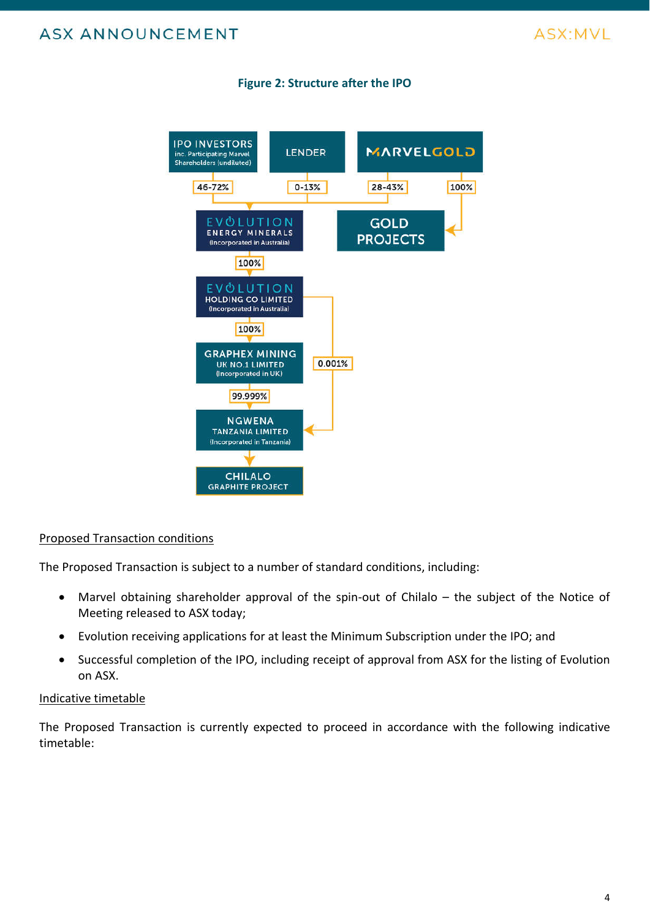**Figure 2: Structure after the IPO**

Proposed Transaction conditions

The Proposed Transaction is subject to a number of standard conditions, including:

- Marvel obtaining shareholder approval of the spin-out of Chilalo – the subject of the Notice of Meeting released to ASX today;
- Evolution receiving applications for at least the Minimum Subscription under the IPO; and
- Successful completion of the IPO, including receipt of approval from ASX for the listing of Evolution on ASX.

Indicative timetable

The Proposed Transaction is currently expected to proceed in accordance with the following indicative timetable: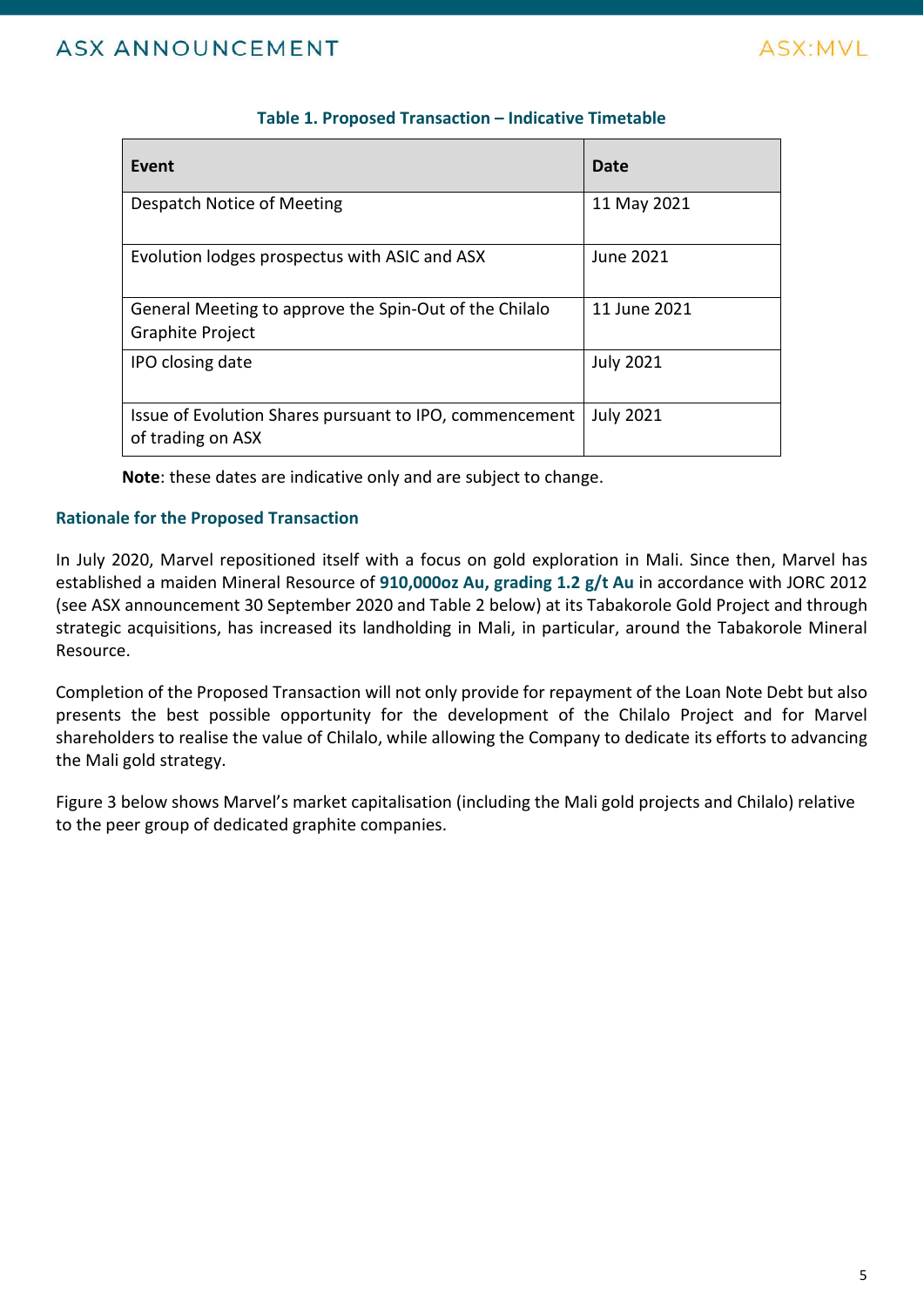**Table 1. Proposed Transaction – Indicative Timetable**

| Event | Date |
|---|---|
| Despatch Notice of Meeting | 11 May 2021 |
| Evolution lodges prospectus with ASIC and ASX | June 2021 |
| General Meeting to approve the Spin-Out of the Chilalo Graphite Project | 11 June 2021 |
| IPO closing date | July 2021 |
| Issue of Evolution Shares pursuant to IPO, commencement of trading on ASX | July 2021 |

**Note**: these dates are indicative only and are subject to change.

### Rationale for the Proposed Transaction

In July 2020, Marvel repositioned itself with a focus on gold exploration in Mali. Since then, Marvel has established a maiden Mineral Resource of **910,000oz Au, grading 1.2 g/t Au** in accordance with JORC 2012 (see ASX announcement 30 September 2020 and Table 2 below) at its Tabakorole Gold Project and through strategic acquisitions, has increased its landholding in Mali, in particular, around the Tabakorole Mineral Resource.

Completion of the Proposed Transaction will not only provide for repayment of the Loan Note Debt but also presents the best possible opportunity for the development of the Chilalo Project and for Marvel shareholders to realise the value of Chilalo, while allowing the Company to dedicate its efforts to advancing the Mali gold strategy.

Figure 3 below shows Marvel's market capitalisation (including the Mali gold projects and Chilalo) relative to the peer group of dedicated graphite companies.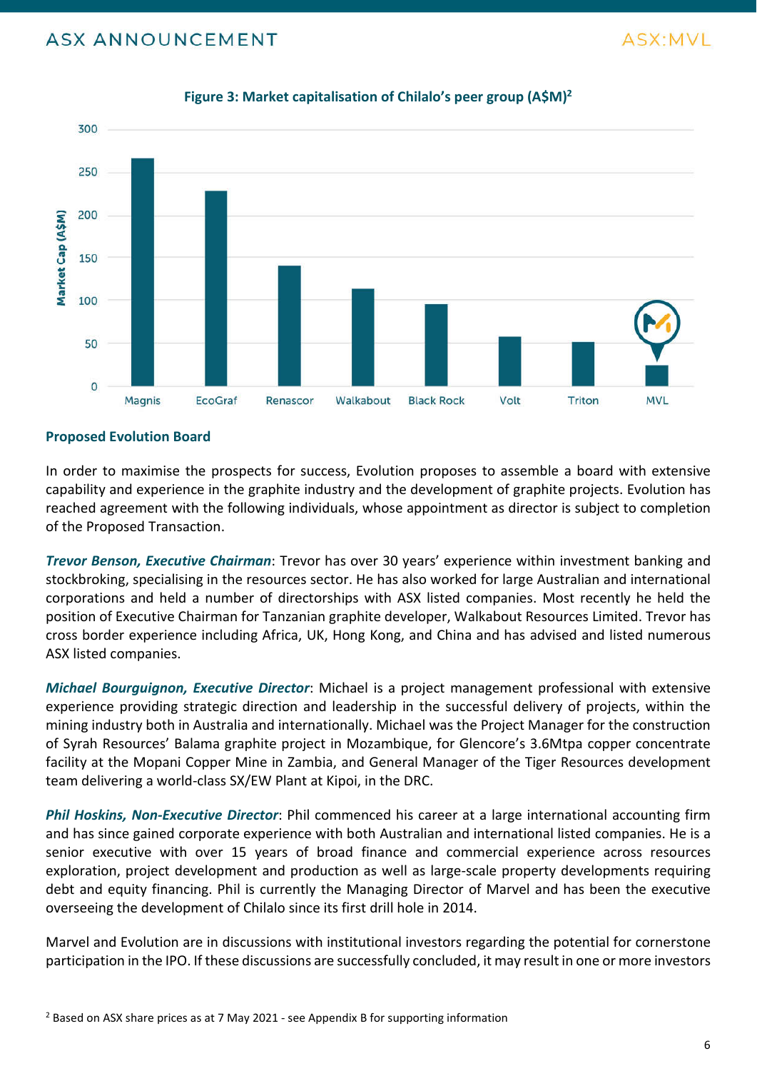**Figure 3: Market capitalisation of Chilalo's peer group (A$M)**[2]

### Proposed Evolution Board

In order to maximise the prospects for success, Evolution proposes to assemble a board with extensive capability and experience in the graphite industry and the development of graphite projects. Evolution has reached agreement with the following individuals, whose appointment as director is subject to completion of the Proposed Transaction.

***Trevor Benson, Executive Chairman***: Trevor has over 30 years' experience within investment banking and stockbroking, specialising in the resources sector. He has also worked for large Australian and international corporations and held a number of directorships with ASX listed companies. Most recently he held the position of Executive Chairman for Tanzanian graphite developer, Walkabout Resources Limited. Trevor has cross border experience including Africa, UK, Hong Kong, and China and has advised and listed numerous ASX listed companies.

***Michael Bourguignon, Executive Director***: Michael is a project management professional with extensive experience providing strategic direction and leadership in the successful delivery of projects, within the mining industry both in Australia and internationally. Michael was the Project Manager for the construction of Syrah Resources' Balama graphite project in Mozambique, for Glencore's 3.6Mtpa copper concentrate facility at the Mopani Copper Mine in Zambia, and General Manager of the Tiger Resources development team delivering a world-class SX/EW Plant at Kipoi, in the DRC.

***Phil Hoskins, Non-Executive Director***: Phil commenced his career at a large international accounting firm and has since gained corporate experience with both Australian and international listed companies. He is a senior executive with over 15 years of broad finance and commercial experience across resources exploration, project development and production as well as large-scale property developments requiring debt and equity financing. Phil is currently the Managing Director of Marvel and has been the executive overseeing the development of Chilalo since its first drill hole in 2014.

Marvel and Evolution are in discussions with institutional investors regarding the potential for cornerstone participation in the IPO. If these discussions are successfully concluded, it may result in one or more investors

---

[2] Based on ASX share prices as at 7 May 2021 - see Appendix B for supporting information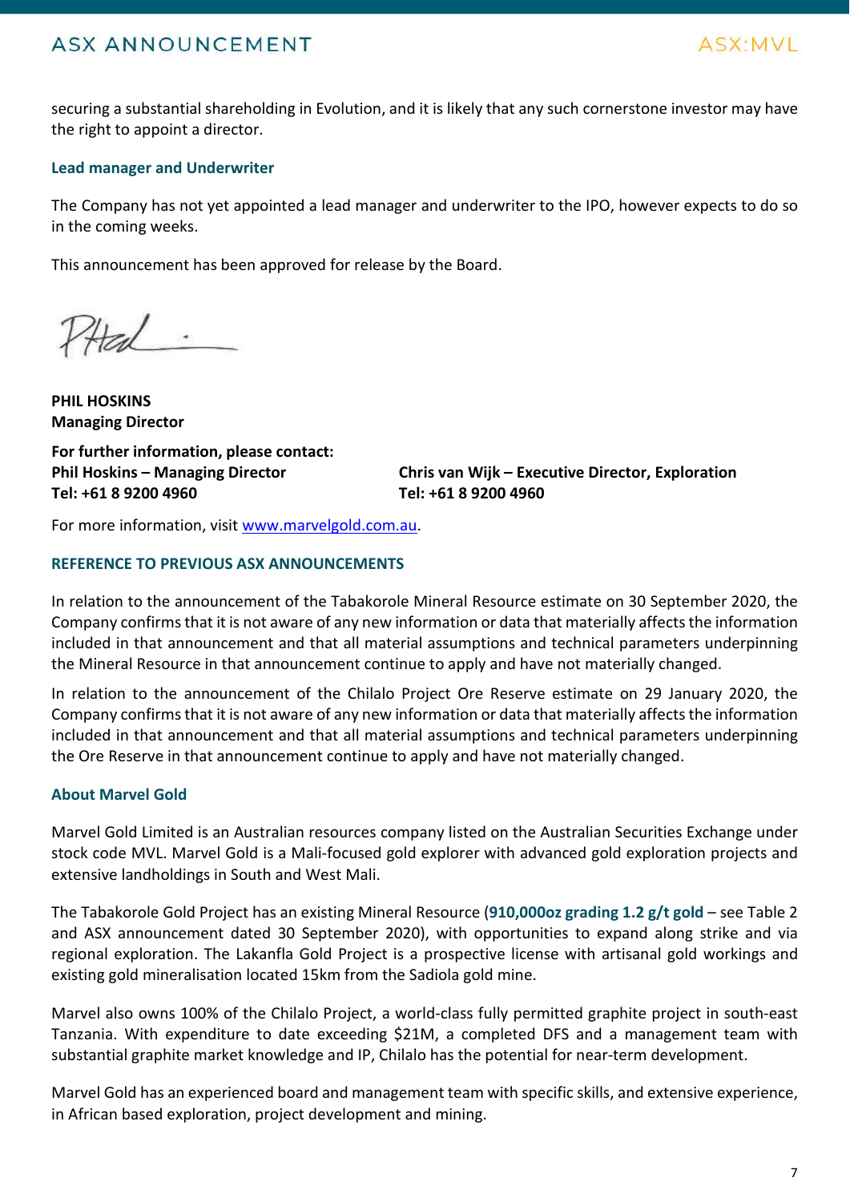securing a substantial shareholding in Evolution, and it is likely that any such cornerstone investor may have the right to appoint a director.

### Lead manager and Underwriter

The Company has not yet appointed a lead manager and underwriter to the IPO, however expects to do so in the coming weeks.

This announcement has been approved for release by the Board.

**PHIL HOSKINS**
**Managing Director**

**For further information, please contact:**

**Phil Hoskins – Managing Director**
**Tel: +61 8 9200 4960**

**Chris van Wijk – Executive Director, Exploration**
**Tel: +61 8 9200 4960**

For more information, visit www.marvelgold.com.au.

### REFERENCE TO PREVIOUS ASX ANNOUNCEMENTS

In relation to the announcement of the Tabakorole Mineral Resource estimate on 30 September 2020, the Company confirms that it is not aware of any new information or data that materially affects the information included in that announcement and that all material assumptions and technical parameters underpinning the Mineral Resource in that announcement continue to apply and have not materially changed.

In relation to the announcement of the Chilalo Project Ore Reserve estimate on 29 January 2020, the Company confirms that it is not aware of any new information or data that materially affects the information included in that announcement and that all material assumptions and technical parameters underpinning the Ore Reserve in that announcement continue to apply and have not materially changed.

### About Marvel Gold

Marvel Gold Limited is an Australian resources company listed on the Australian Securities Exchange under stock code MVL. Marvel Gold is a Mali-focused gold explorer with advanced gold exploration projects and extensive landholdings in South and West Mali.

The Tabakorole Gold Project has an existing Mineral Resource (**910,000oz grading 1.2 g/t gold** – see Table 2 and ASX announcement dated 30 September 2020), with opportunities to expand along strike and via regional exploration. The Lakanfla Gold Project is a prospective license with artisanal gold workings and existing gold mineralisation located 15km from the Sadiola gold mine.

Marvel also owns 100% of the Chilalo Project, a world-class fully permitted graphite project in south-east Tanzania. With expenditure to date exceeding $21M, a completed DFS and a management team with substantial graphite market knowledge and IP, Chilalo has the potential for near-term development.

Marvel Gold has an experienced board and management team with specific skills, and extensive experience, in African based exploration, project development and mining.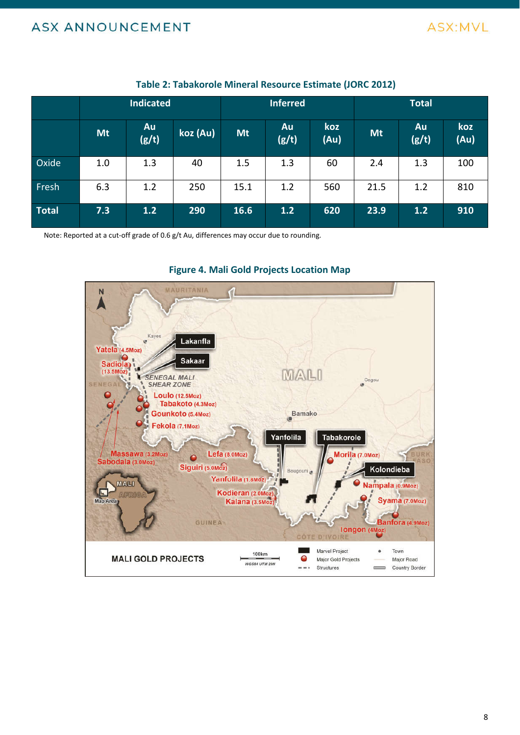**Table 2: Tabakorole Mineral Resource Estimate (JORC 2012)**

| | Indicated | | | Inferred | | | Total | | |
|---|---|---|---|---|---|---|---|---|---|
| | Mt | Au (g/t) | koz (Au) | Mt | Au (g/t) | koz (Au) | Mt | Au (g/t) | koz (Au) |
| Oxide | 1.0 | 1.3 | 40 | 1.5 | 1.3 | 60 | 2.4 | 1.3 | 100 |
| Fresh | 6.3 | 1.2 | 250 | 15.1 | 1.2 | 560 | 21.5 | 1.2 | 810 |
| **Total** | **7.3** | **1.2** | **290** | **16.6** | **1.2** | **620** | **23.9** | **1.2** | **910** |

Note: Reported at a cut-off grade of 0.6 g/t Au, differences may occur due to rounding.

**Figure 4. Mali Gold Projects Location Map**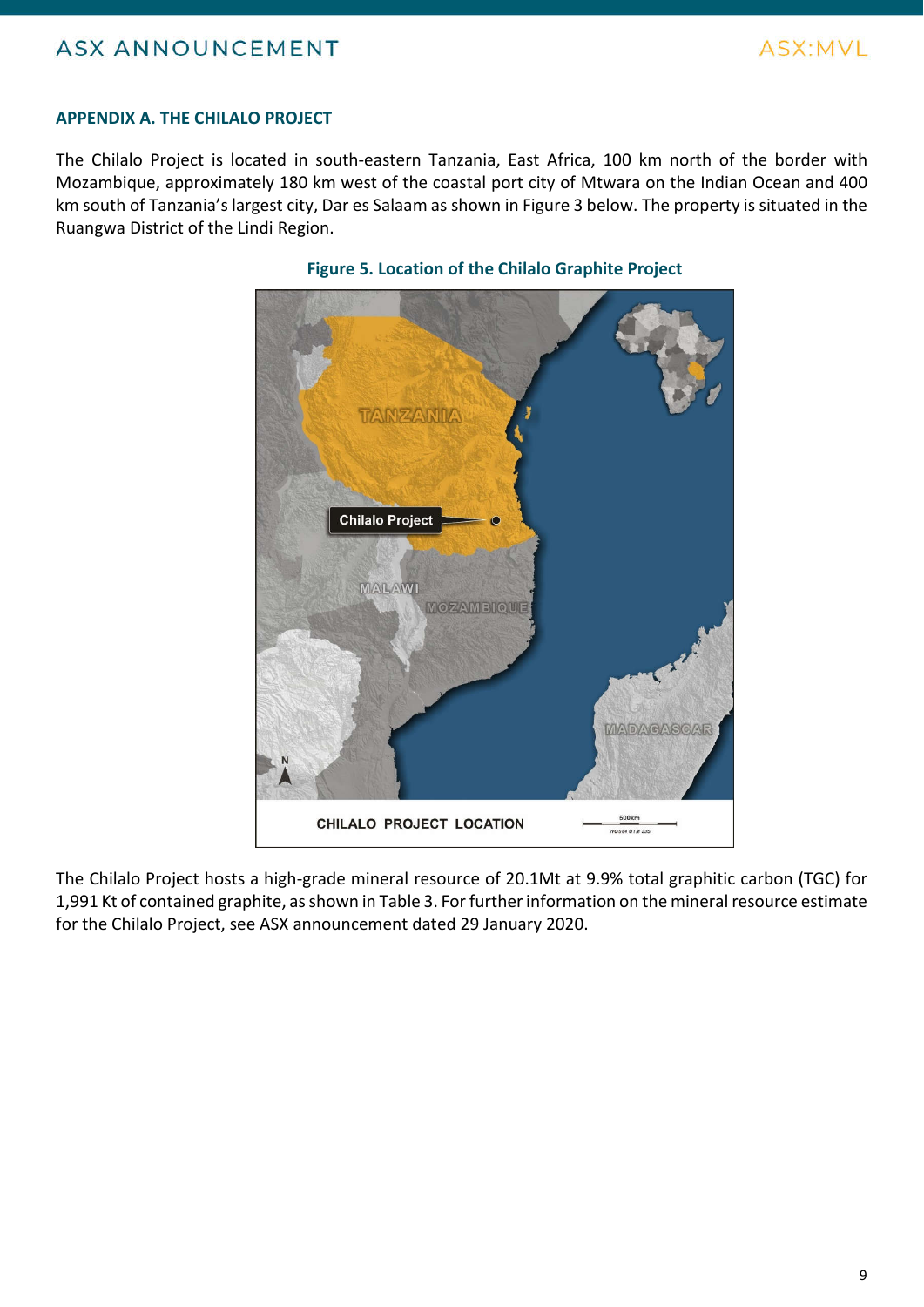## APPENDIX A. THE CHILALO PROJECT

The Chilalo Project is located in south-eastern Tanzania, East Africa, 100 km north of the border with Mozambique, approximately 180 km west of the coastal port city of Mtwara on the Indian Ocean and 400 km south of Tanzania's largest city, Dar es Salaam as shown in Figure 3 below. The property is situated in the Ruangwa District of the Lindi Region.

**Figure 5. Location of the Chilalo Graphite Project**

The Chilalo Project hosts a high-grade mineral resource of 20.1Mt at 9.9% total graphitic carbon (TGC) for 1,991 Kt of contained graphite, as shown in Table 3. For further information on the mineral resource estimate for the Chilalo Project, see ASX announcement dated 29 January 2020.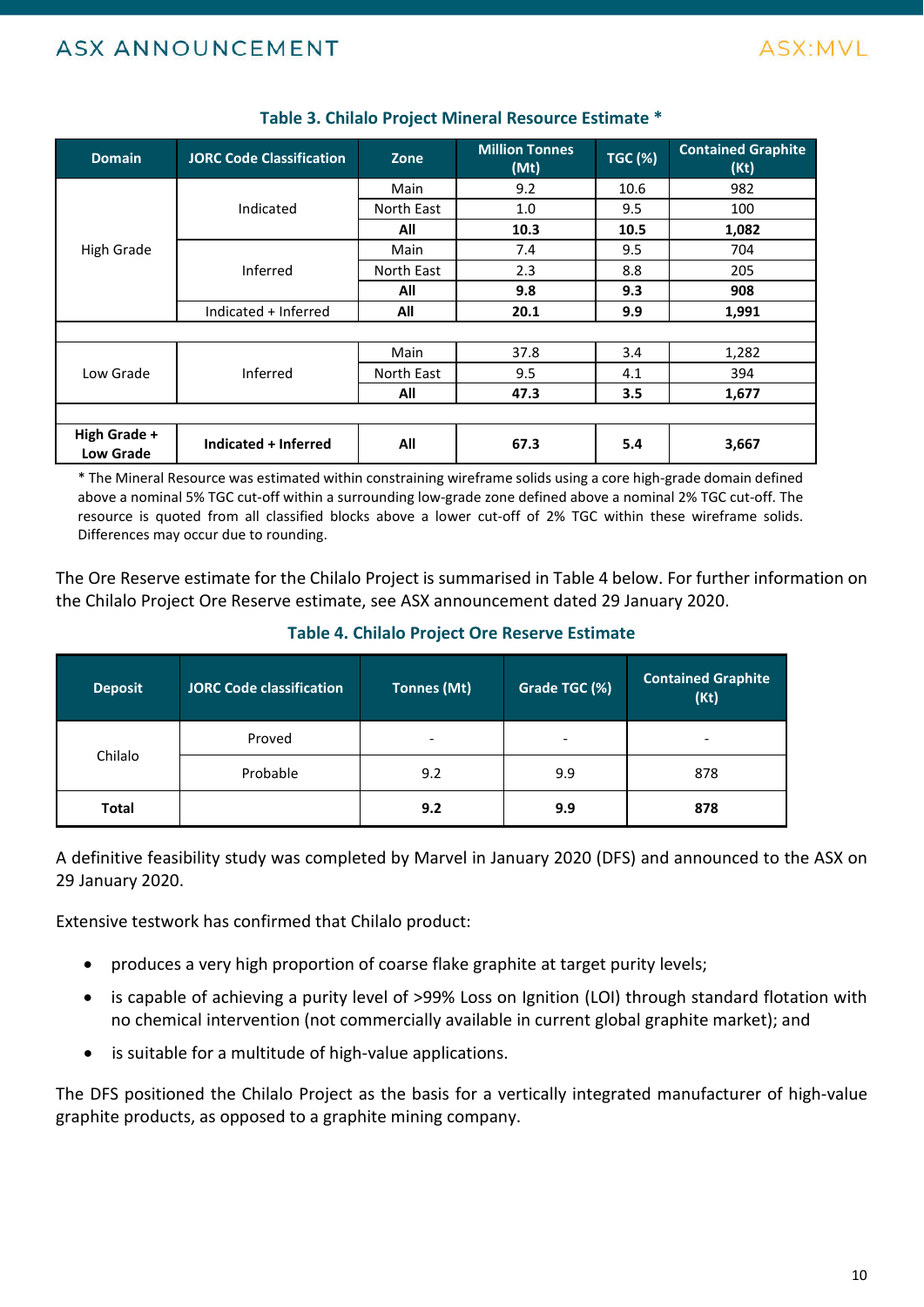**Table 3. Chilalo Project Mineral Resource Estimate ***

| Domain | JORC Code Classification | Zone | Million Tonnes (Mt) | TGC (%) | Contained Graphite (Kt) |
|---|---|---|---|---|---|
| High Grade | Indicated | Main | 9.2 | 10.6 | 982 |
| | | North East | 1.0 | 9.5 | 100 |
| | | **All** | **10.3** | **10.5** | **1,082** |
| | Inferred | Main | 7.4 | 9.5 | 704 |
| | | North East | 2.3 | 8.8 | 205 |
| | | **All** | **9.8** | **9.3** | **908** |
| | Indicated + Inferred | All | **20.1** | **9.9** | **1,991** |
| | | | | | |
| Low Grade | Inferred | Main | 37.8 | 3.4 | 1,282 |
| | | North East | 9.5 | 4.1 | 394 |
| | | **All** | **47.3** | **3.5** | **1,677** |
| | | | | | |
| **High Grade + Low Grade** | **Indicated + Inferred** | **All** | **67.3** | **5.4** | **3,667** |

* The Mineral Resource was estimated within constraining wireframe solids using a core high-grade domain defined above a nominal 5% TGC cut-off within a surrounding low-grade zone defined above a nominal 2% TGC cut-off. The resource is quoted from all classified blocks above a lower cut-off of 2% TGC within these wireframe solids. Differences may occur due to rounding.

The Ore Reserve estimate for the Chilalo Project is summarised in Table 4 below. For further information on the Chilalo Project Ore Reserve estimate, see ASX announcement dated 29 January 2020.

**Table 4. Chilalo Project Ore Reserve Estimate**

| Deposit | JORC Code classification | Tonnes (Mt) | Grade TGC (%) | Contained Graphite (Kt) |
|---|---|---|---|---|
| Chilalo | Proved | - | - | - |
| | Probable | 9.2 | 9.9 | 878 |
| **Total** | | **9.2** | **9.9** | **878** |

A definitive feasibility study was completed by Marvel in January 2020 (DFS) and announced to the ASX on 29 January 2020.

Extensive testwork has confirmed that Chilalo product:

- produces a very high proportion of coarse flake graphite at target purity levels;
- is capable of achieving a purity level of >99% Loss on Ignition (LOI) through standard flotation with no chemical intervention (not commercially available in current global graphite market); and
- is suitable for a multitude of high-value applications.

The DFS positioned the Chilalo Project as the basis for a vertically integrated manufacturer of high-value graphite products, as opposed to a graphite mining company.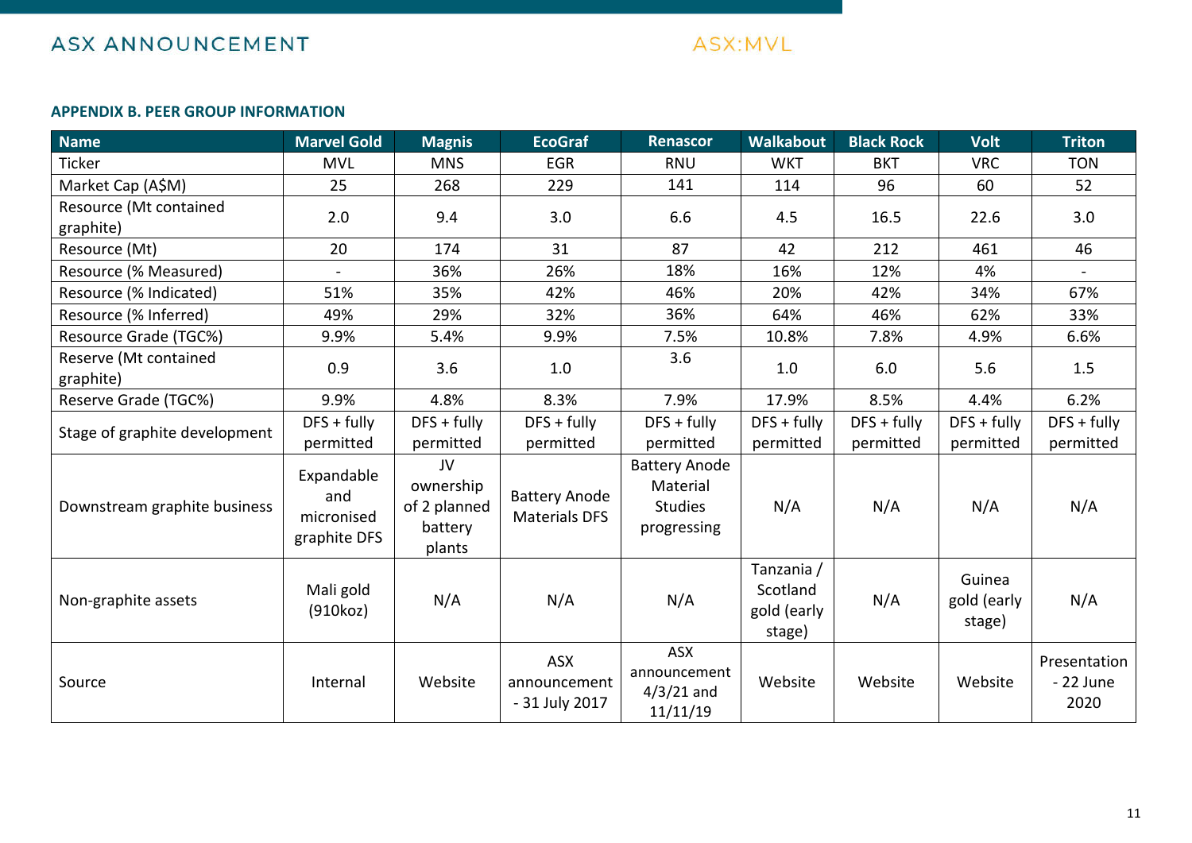### APPENDIX B. PEER GROUP INFORMATION

| Name | Marvel Gold | Magnis | EcoGraf | Renascor | Walkabout | Black Rock | Volt | Triton |
|---|---|---|---|---|---|---|---|---|
| Ticker | MVL | MNS | EGR | RNU | WKT | BKT | VRC | TON |
| Market Cap (A$M) | 25 | 268 | 229 | 141 | 114 | 96 | 60 | 52 |
| Resource (Mt contained graphite) | 2.0 | 9.4 | 3.0 | 6.6 | 4.5 | 16.5 | 22.6 | 3.0 |
| Resource (Mt) | 20 | 174 | 31 | 87 | 42 | 212 | 461 | 46 |
| Resource (% Measured) | - | 36% | 26% | 18% | 16% | 12% | 4% | - |
| Resource (% Indicated) | 51% | 35% | 42% | 46% | 20% | 42% | 34% | 67% |
| Resource (% Inferred) | 49% | 29% | 32% | 36% | 64% | 46% | 62% | 33% |
| Resource Grade (TGC%) | 9.9% | 5.4% | 9.9% | 7.5% | 10.8% | 7.8% | 4.9% | 6.6% |
| Reserve (Mt contained graphite) | 0.9 | 3.6 | 1.0 | 3.6 | 1.0 | 6.0 | 5.6 | 1.5 |
| Reserve Grade (TGC%) | 9.9% | 4.8% | 8.3% | 7.9% | 17.9% | 8.5% | 4.4% | 6.2% |
| Stage of graphite development | DFS + fully permitted | DFS + fully permitted | DFS + fully permitted | DFS + fully permitted | DFS + fully permitted | DFS + fully permitted | DFS + fully permitted | DFS + fully permitted |
| Downstream graphite business | Expandable and micronised graphite DFS | JV ownership of 2 planned battery plants | Battery Anode Materials DFS | Battery Anode Material Studies progressing | N/A | N/A | N/A | N/A |
| Non-graphite assets | Mali gold (910koz) | N/A | N/A | N/A | Tanzania / Scotland gold (early stage) | N/A | Guinea gold (early stage) | N/A |
| Source | Internal | Website | ASX announcement - 31 July 2017 | ASX announcement 4/3/21 and 11/11/19 | Website | Website | Website | Presentation - 22 June 2020 |